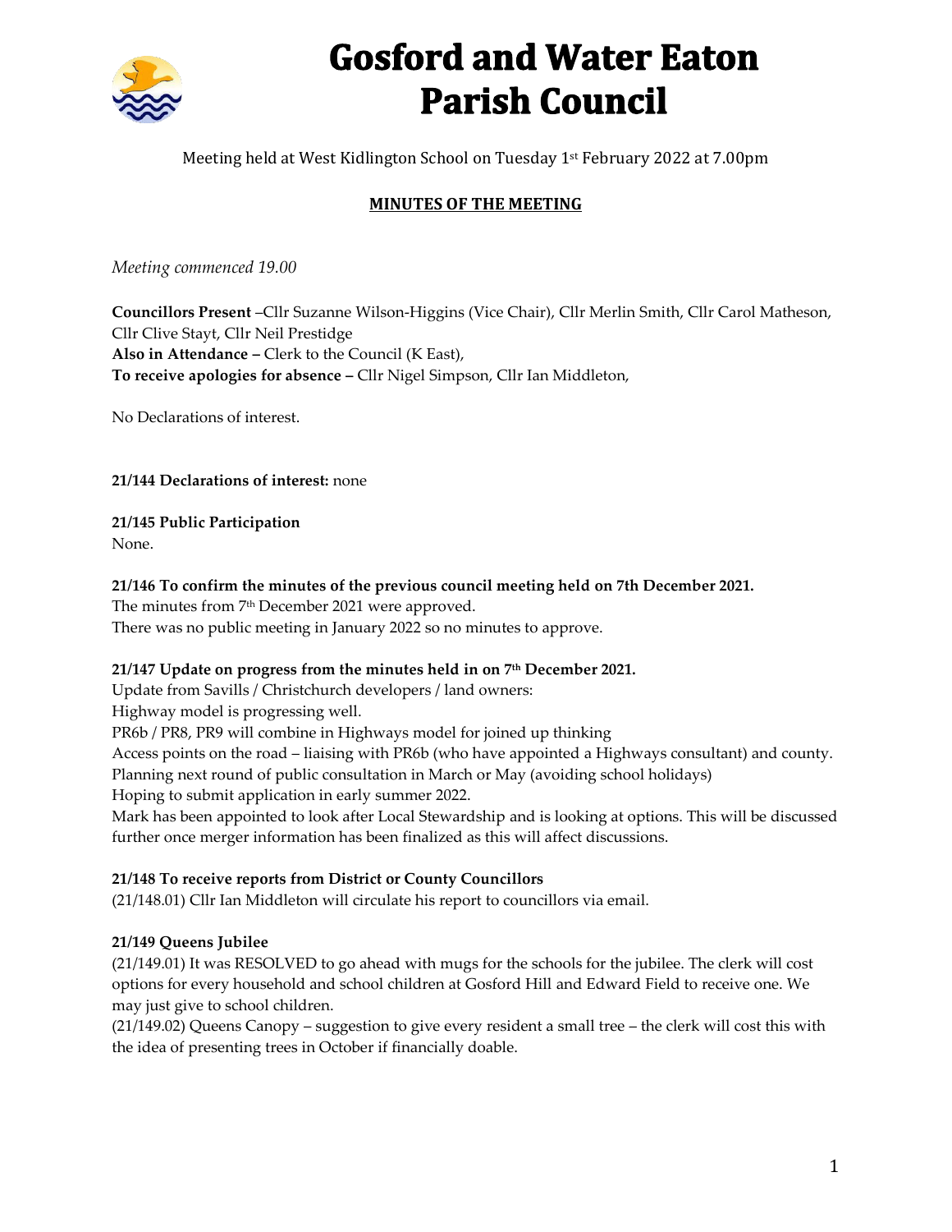# Gosford and Water Eaton Parish Council

Meeting held at West Kidlington School on Tuesday 1st February 2022 at 7.00pm

## MINUTES OF THE MEETING

*Meeting commenced 19.00*

**Councillors Present** –Cllr Suzanne Wilson-Higgins (Vice Chair), Cllr Merlin Smith, Cllr Carol Matheson, Cllr Clive Stayt, Cllr Neil Prestidge
**Also in Attendance –** Clerk to the Council (K East),
**To receive apologies for absence –** Cllr Nigel Simpson, Cllr Ian Middleton,

No Declarations of interest.

**21/144 Declarations of interest:** none

**21/145 Public Participation**
None.

**21/146 To confirm the minutes of the previous council meeting held on 7th December 2021.**
The minutes from 7th December 2021 were approved.
There was no public meeting in January 2022 so no minutes to approve.

**21/147 Update on progress from the minutes held in on 7th December 2021.**
Update from Savills / Christchurch developers / land owners:
Highway model is progressing well.
PR6b / PR8, PR9 will combine in Highways model for joined up thinking
Access points on the road – liaising with PR6b (who have appointed a Highways consultant) and county.
Planning next round of public consultation in March or May (avoiding school holidays)
Hoping to submit application in early summer 2022.
Mark has been appointed to look after Local Stewardship and is looking at options. This will be discussed further once merger information has been finalized as this will affect discussions.

**21/148 To receive reports from District or County Councillors**
(21/148.01) Cllr Ian Middleton will circulate his report to councillors via email.

**21/149 Queens Jubilee**
(21/149.01) It was RESOLVED to go ahead with mugs for the schools for the jubilee. The clerk will cost options for every household and school children at Gosford Hill and Edward Field to receive one. We may just give to school children.
(21/149.02) Queens Canopy – suggestion to give every resident a small tree – the clerk will cost this with the idea of presenting trees in October if financially doable.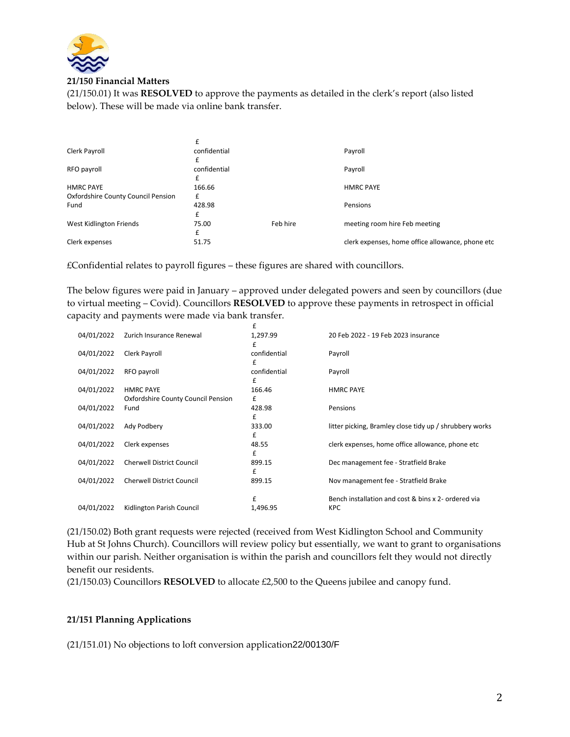**21/150 Financial Matters**

(21/150.01) It was **RESOLVED** to approve the payments as detailed in the clerk's report (also listed below). These will be made via online bank transfer.

| | | | |
|---|---|---|---|
| Clerk Payroll | £ confidential | | Payroll |
| RFO payroll | £ confidential | | Payroll |
| HMRC PAYE | £ 166.66 | | HMRC PAYE |
| Oxfordshire County Council Pension Fund | £ 428.98 | | Pensions |
| West Kidlington Friends | £ 75.00 | Feb hire | meeting room hire Feb meeting |
| Clerk expenses | £ 51.75 | | clerk expenses, home office allowance, phone etc |

£Confidential relates to payroll figures – these figures are shared with councillors.

The below figures were paid in January – approved under delegated powers and seen by councillors (due to virtual meeting – Covid). Councillors **RESOLVED** to approve these payments in retrospect in official capacity and payments were made via bank transfer.

| | | | |
|---|---|---|---|
| 04/01/2022 | Zurich Insurance Renewal | £ 1,297.99 | 20 Feb 2022 - 19 Feb 2023 insurance |
| 04/01/2022 | Clerk Payroll | £ confidential | Payroll |
| 04/01/2022 | RFO payroll | £ confidential | Payroll |
| 04/01/2022 | HMRC PAYE | £ 166.46 | HMRC PAYE |
| 04/01/2022 | Oxfordshire County Council Pension Fund | £ 428.98 | Pensions |
| 04/01/2022 | Ady Podbery | £ 333.00 | litter picking, Bramley close tidy up / shrubbery works |
| 04/01/2022 | Clerk expenses | £ 48.55 | clerk expenses, home office allowance, phone etc |
| 04/01/2022 | Cherwell District Council | £ 899.15 | Dec management fee - Stratfield Brake |
| 04/01/2022 | Cherwell District Council | £ 899.15 | Nov management fee - Stratfield Brake |
| 04/01/2022 | Kidlington Parish Council | £ 1,496.95 | Bench installation and cost & bins x 2- ordered via KPC |

(21/150.02) Both grant requests were rejected (received from West Kidlington School and Community Hub at St Johns Church). Councillors will review policy but essentially, we want to grant to organisations within our parish. Neither organisation is within the parish and councillors felt they would not directly benefit our residents.

(21/150.03) Councillors **RESOLVED** to allocate £2,500 to the Queens jubilee and canopy fund.

**21/151 Planning Applications**

(21/151.01) No objections to loft conversion application22/00130/F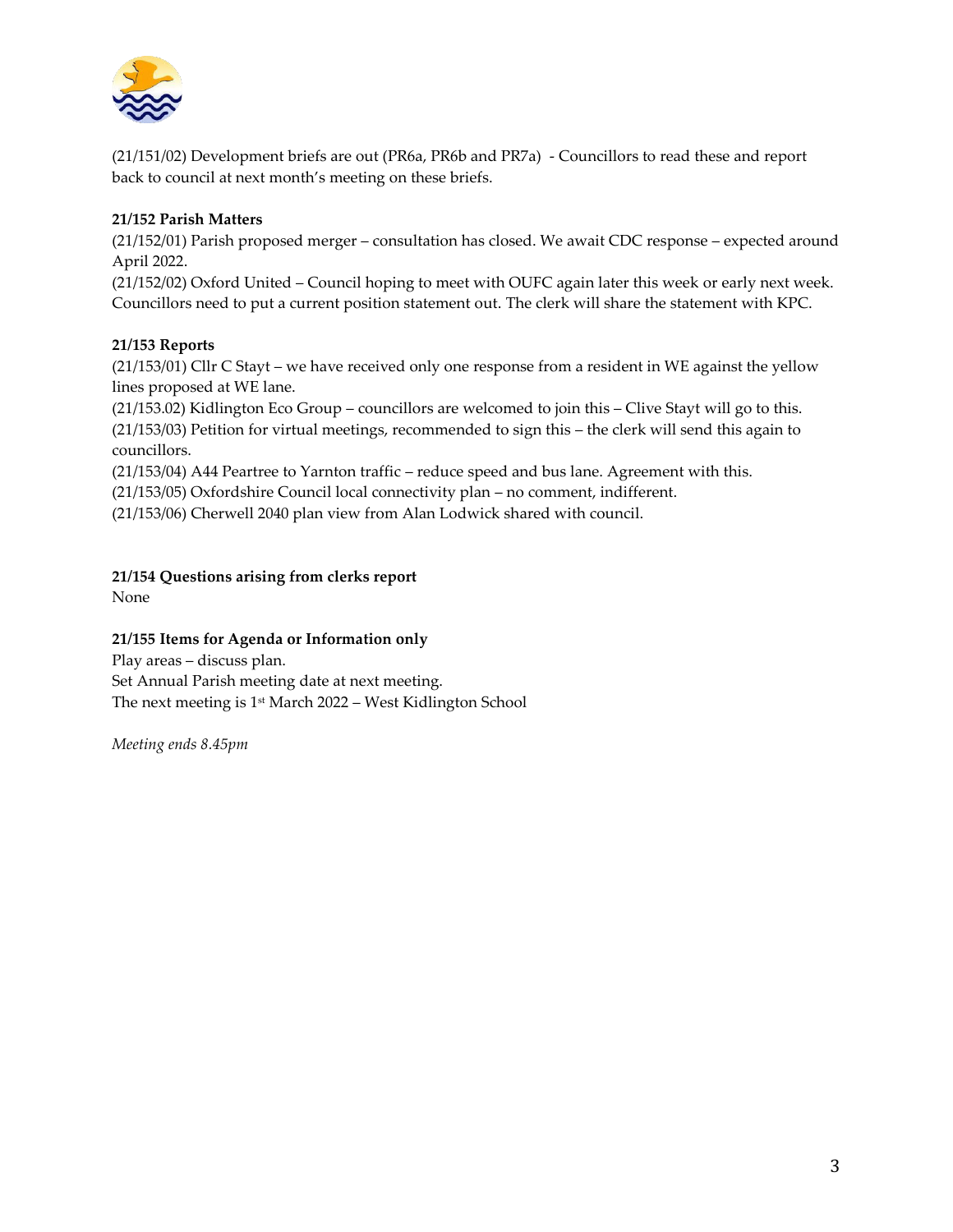(21/151/02) Development briefs are out (PR6a, PR6b and PR7a) - Councillors to read these and report back to council at next month's meeting on these briefs.

**21/152 Parish Matters**

(21/152/01) Parish proposed merger – consultation has closed. We await CDC response – expected around April 2022.

(21/152/02) Oxford United – Council hoping to meet with OUFC again later this week or early next week. Councillors need to put a current position statement out. The clerk will share the statement with KPC.

**21/153 Reports**

(21/153/01) Cllr C Stayt – we have received only one response from a resident in WE against the yellow lines proposed at WE lane.

(21/153.02) Kidlington Eco Group – councillors are welcomed to join this – Clive Stayt will go to this.

(21/153/03) Petition for virtual meetings, recommended to sign this – the clerk will send this again to councillors.

(21/153/04) A44 Peartree to Yarnton traffic – reduce speed and bus lane. Agreement with this.

(21/153/05) Oxfordshire Council local connectivity plan – no comment, indifferent.

(21/153/06) Cherwell 2040 plan view from Alan Lodwick shared with council.

**21/154 Questions arising from clerks report**

None

**21/155 Items for Agenda or Information only**

Play areas – discuss plan.

Set Annual Parish meeting date at next meeting.

The next meeting is 1st March 2022 – West Kidlington School

*Meeting ends 8.45pm*